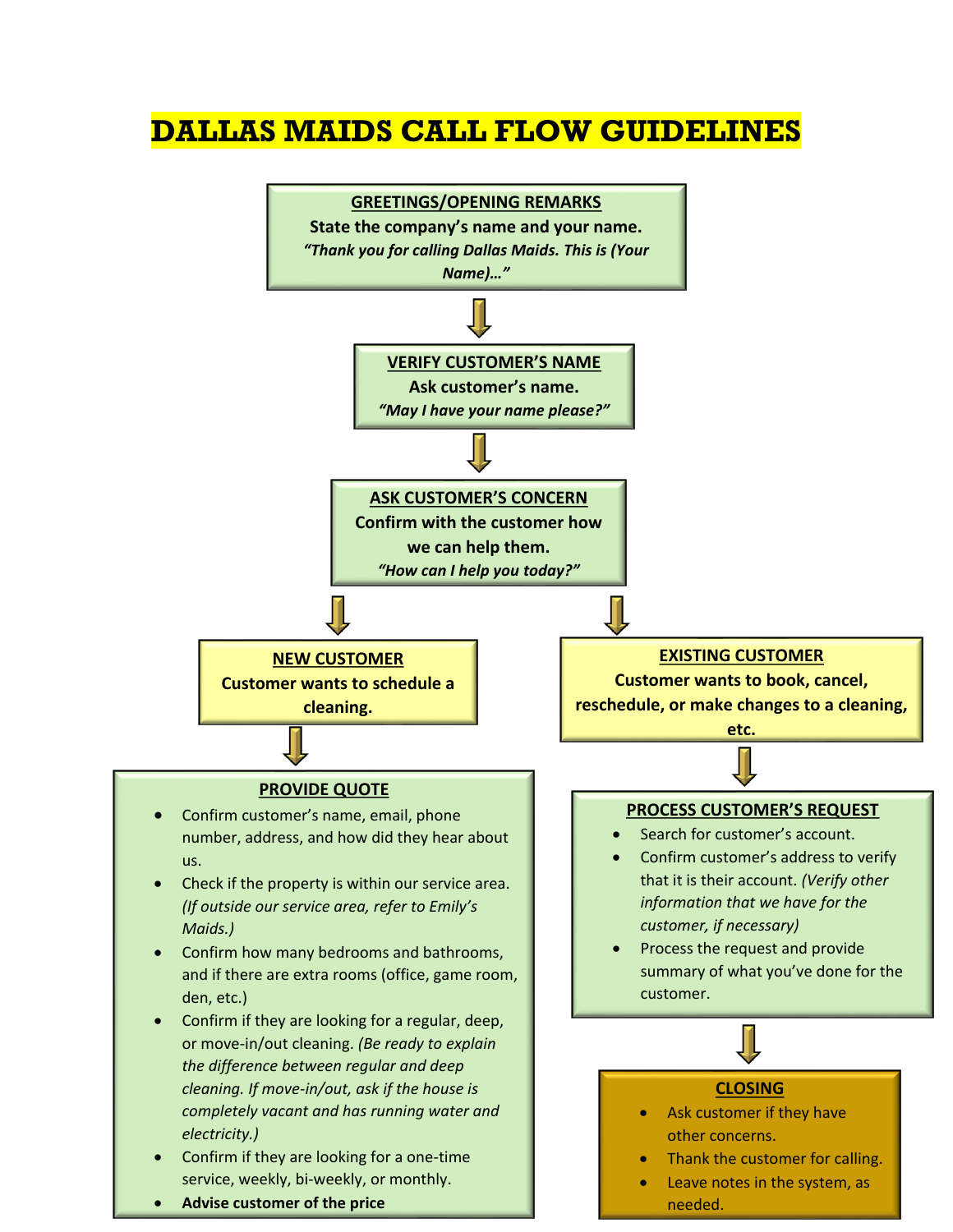# DALLAS MAIDS CALL FLOW GUIDELINES

## GREETINGS/OPENING REMARKS

**State the company's name and your name.**

***"Thank you for calling Dallas Maids. This is (Your Name)…"***

## VERIFY CUSTOMER'S NAME

**Ask customer's name.**

***"May I have your name please?"***

## ASK CUSTOMER'S CONCERN

**Confirm with the customer how we can help them.**

***"How can I help you today?"***

## NEW CUSTOMER

**Customer wants to schedule a cleaning.**

### PROVIDE QUOTE

- Confirm customer's name, email, phone number, address, and how did they hear about us.
- Check if the property is within our service area. *(If outside our service area, refer to Emily's Maids.)*
- Confirm how many bedrooms and bathrooms, and if there are extra rooms (office, game room, den, etc.)
- Confirm if they are looking for a regular, deep, or move-in/out cleaning. *(Be ready to explain the difference between regular and deep cleaning. If move-in/out, ask if the house is completely vacant and has running water and electricity.)*
- Confirm if they are looking for a one-time service, weekly, bi-weekly, or monthly.
- **Advise customer of the price**

## EXISTING CUSTOMER

**Customer wants to book, cancel, reschedule, or make changes to a cleaning, etc.**

### PROCESS CUSTOMER'S REQUEST

- Search for customer's account.
- Confirm customer's address to verify that it is their account. *(Verify other information that we have for the customer, if necessary)*
- Process the request and provide summary of what you've done for the customer.

### CLOSING

- Ask customer if they have other concerns.
- Thank the customer for calling.
- Leave notes in the system, as needed.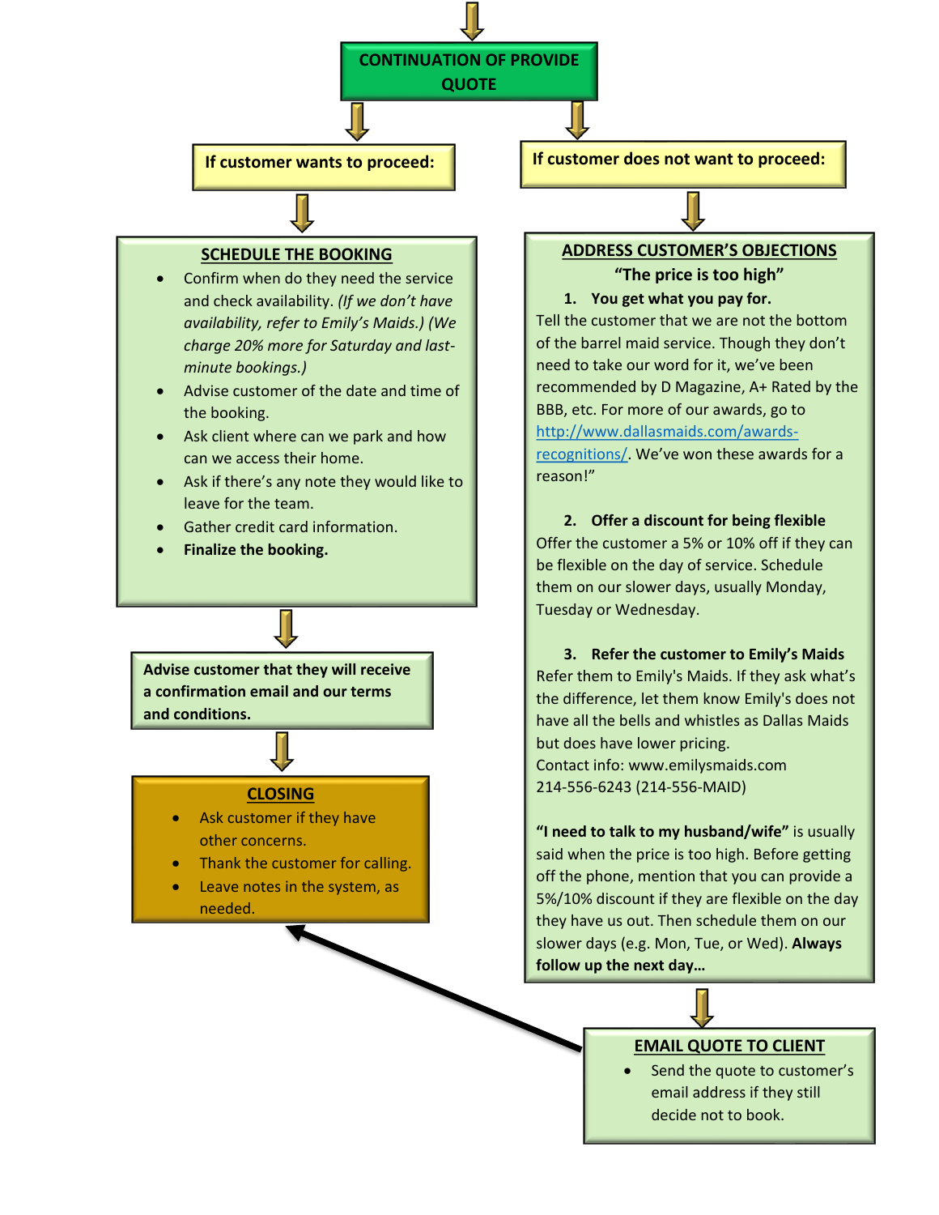## CONTINUATION OF PROVIDE QUOTE

**If customer wants to proceed:**

### SCHEDULE THE BOOKING

- Confirm when do they need the service and check availability. *(If we don't have availability, refer to Emily's Maids.) (We charge 20% more for Saturday and last-minute bookings.)*
- Advise customer of the date and time of the booking.
- Ask client where can we park and how can we access their home.
- Ask if there's any note they would like to leave for the team.
- Gather credit card information.
- **Finalize the booking.**

**Advise customer that they will receive a confirmation email and our terms and conditions.**

### CLOSING

- Ask customer if they have other concerns.
- Thank the customer for calling.
- Leave notes in the system, as needed.

**If customer does not want to proceed:**

### ADDRESS CUSTOMER'S OBJECTIONS

**"The price is too high"**

1. **You get what you pay for.**

Tell the customer that we are not the bottom of the barrel maid service. Though they don't need to take our word for it, we've been recommended by D Magazine, A+ Rated by the BBB, etc. For more of our awards, go to http://www.dallasmaids.com/awards-recognitions/. We've won these awards for a reason!"

2. **Offer a discount for being flexible**

Offer the customer a 5% or 10% off if they can be flexible on the day of service. Schedule them on our slower days, usually Monday, Tuesday or Wednesday.

3. **Refer the customer to Emily's Maids**

Refer them to Emily's Maids. If they ask what's the difference, let them know Emily's does not have all the bells and whistles as Dallas Maids but does have lower pricing.
Contact info: www.emilysmaids.com
214-556-6243 (214-556-MAID)

**"I need to talk to my husband/wife"** is usually said when the price is too high. Before getting off the phone, mention that you can provide a 5%/10% discount if they are flexible on the day they have us out. Then schedule them on our slower days (e.g. Mon, Tue, or Wed). **Always follow up the next day…**

### EMAIL QUOTE TO CLIENT

- Send the quote to customer's email address if they still decide not to book.